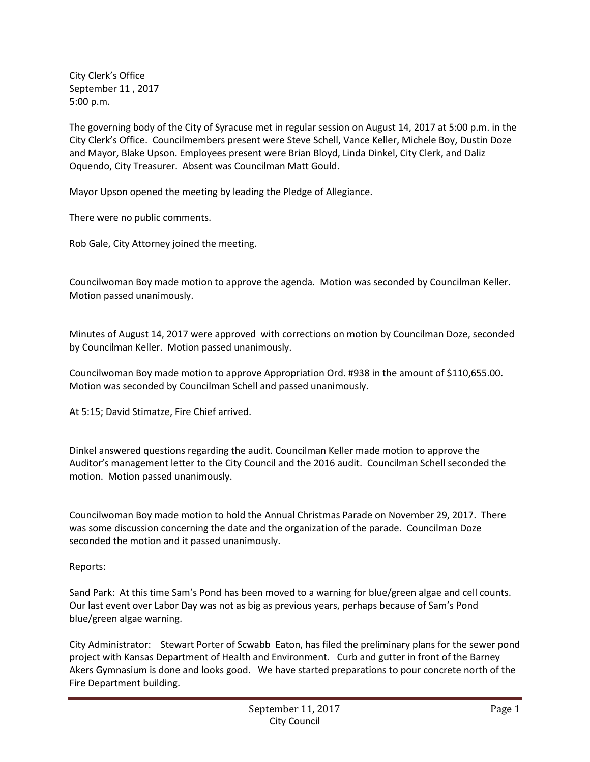City Clerk's Office
September 11 , 2017
5:00 p.m.

The governing body of the City of Syracuse met in regular session on August 14, 2017 at 5:00 p.m. in the City Clerk's Office. Councilmembers present were Steve Schell, Vance Keller, Michele Boy, Dustin Doze and Mayor, Blake Upson. Employees present were Brian Bloyd, Linda Dinkel, City Clerk, and Daliz Oquendo, City Treasurer. Absent was Councilman Matt Gould.

Mayor Upson opened the meeting by leading the Pledge of Allegiance.

There were no public comments.

Rob Gale, City Attorney joined the meeting.

Councilwoman Boy made motion to approve the agenda. Motion was seconded by Councilman Keller. Motion passed unanimously.

Minutes of August 14, 2017 were approved with corrections on motion by Councilman Doze, seconded by Councilman Keller. Motion passed unanimously.

Councilwoman Boy made motion to approve Appropriation Ord. #938 in the amount of $110,655.00. Motion was seconded by Councilman Schell and passed unanimously.

At 5:15; David Stimatze, Fire Chief arrived.

Dinkel answered questions regarding the audit. Councilman Keller made motion to approve the Auditor's management letter to the City Council and the 2016 audit. Councilman Schell seconded the motion. Motion passed unanimously.

Councilwoman Boy made motion to hold the Annual Christmas Parade on November 29, 2017. There was some discussion concerning the date and the organization of the parade. Councilman Doze seconded the motion and it passed unanimously.

Reports:

Sand Park: At this time Sam's Pond has been moved to a warning for blue/green algae and cell counts. Our last event over Labor Day was not as big as previous years, perhaps because of Sam's Pond blue/green algae warning.

City Administrator: Stewart Porter of Scwabb Eaton, has filed the preliminary plans for the sewer pond project with Kansas Department of Health and Environment. Curb and gutter in front of the Barney Akers Gymnasium is done and looks good. We have started preparations to pour concrete north of the Fire Department building.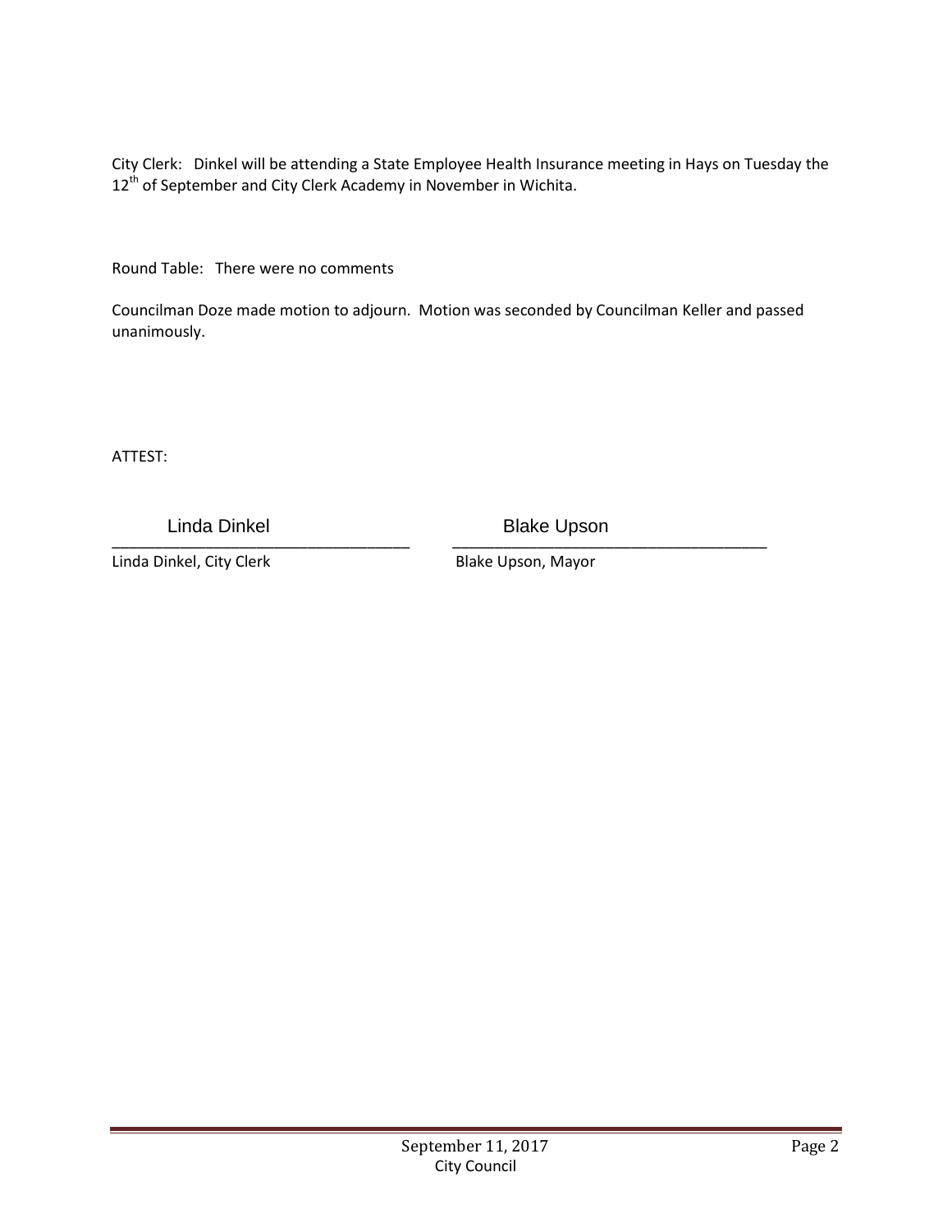City Clerk: Dinkel will be attending a State Employee Health Insurance meeting in Hays on Tuesday the 12th of September and City Clerk Academy in November in Wichita.

Round Table: There were no comments

Councilman Doze made motion to adjourn. Motion was seconded by Councilman Keller and passed unanimously.

ATTEST:

| | |
|---|---|
| Linda Dinkel | Blake Upson |
| Linda Dinkel, City Clerk | Blake Upson, Mayor |